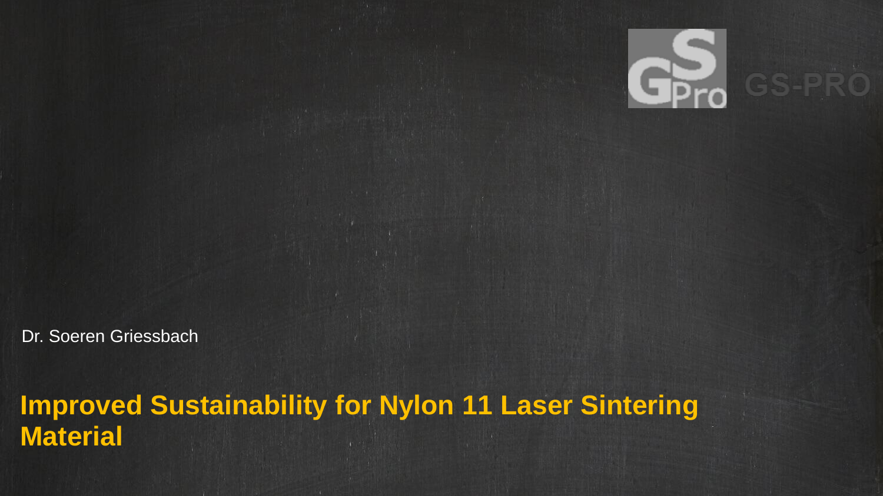GS-PRO

Dr. Soeren Griessbach

# Improved Sustainability for Nylon 11 Laser Sintering Material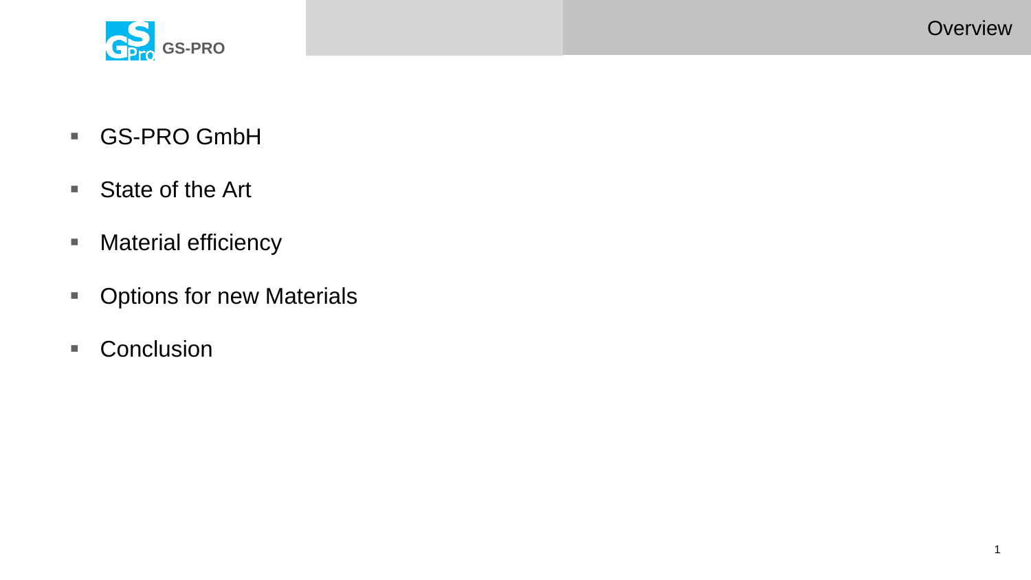# Overview

- GS-PRO GmbH
- State of the Art
- Material efficiency
- Options for new Materials
- Conclusion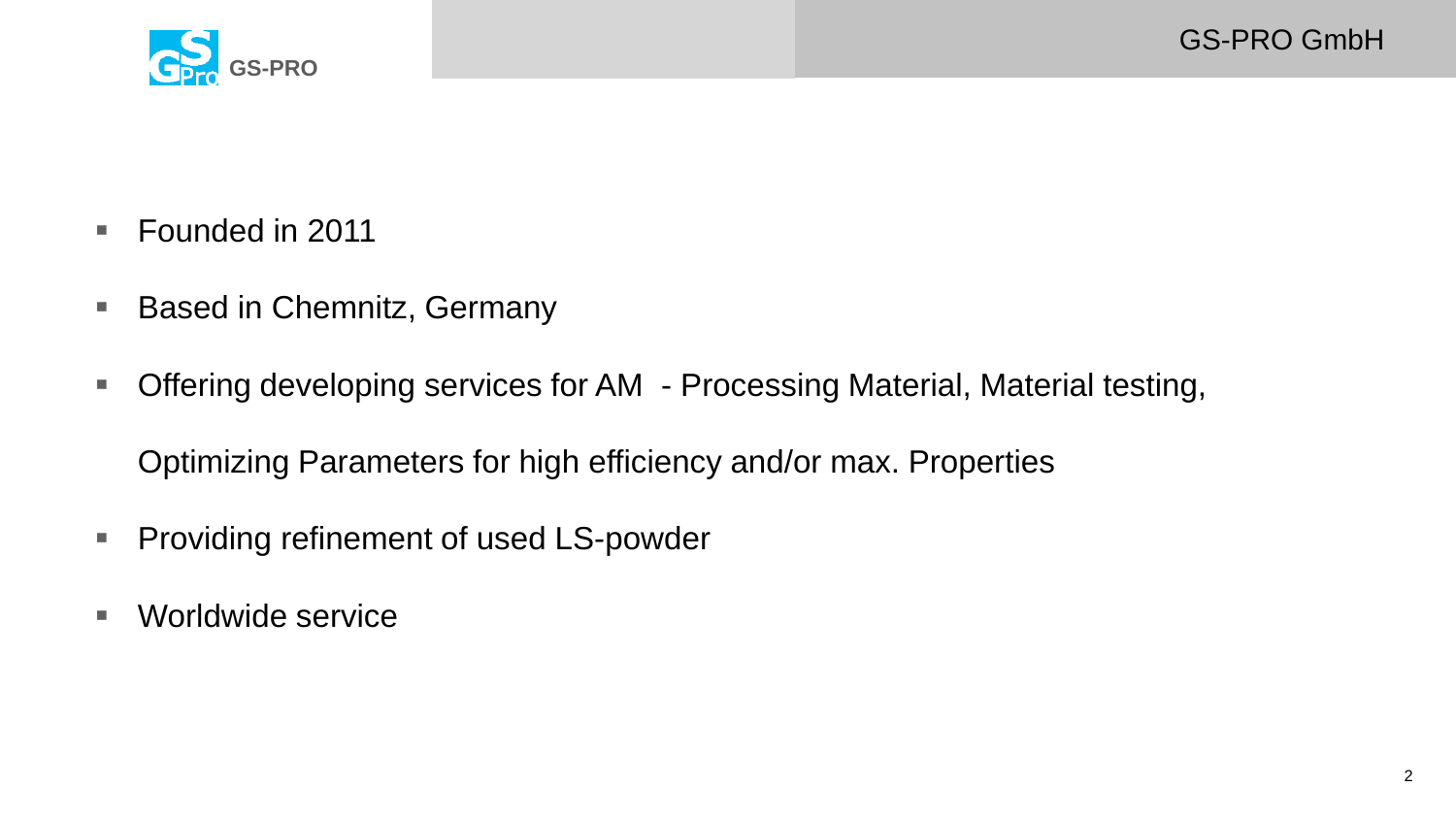# GS-PRO GmbH

- Founded in 2011
- Based in Chemnitz, Germany
- Offering developing services for AM - Processing Material, Material testing,

  Optimizing Parameters for high efficiency and/or max. Properties
- Providing refinement of used LS-powder
- Worldwide service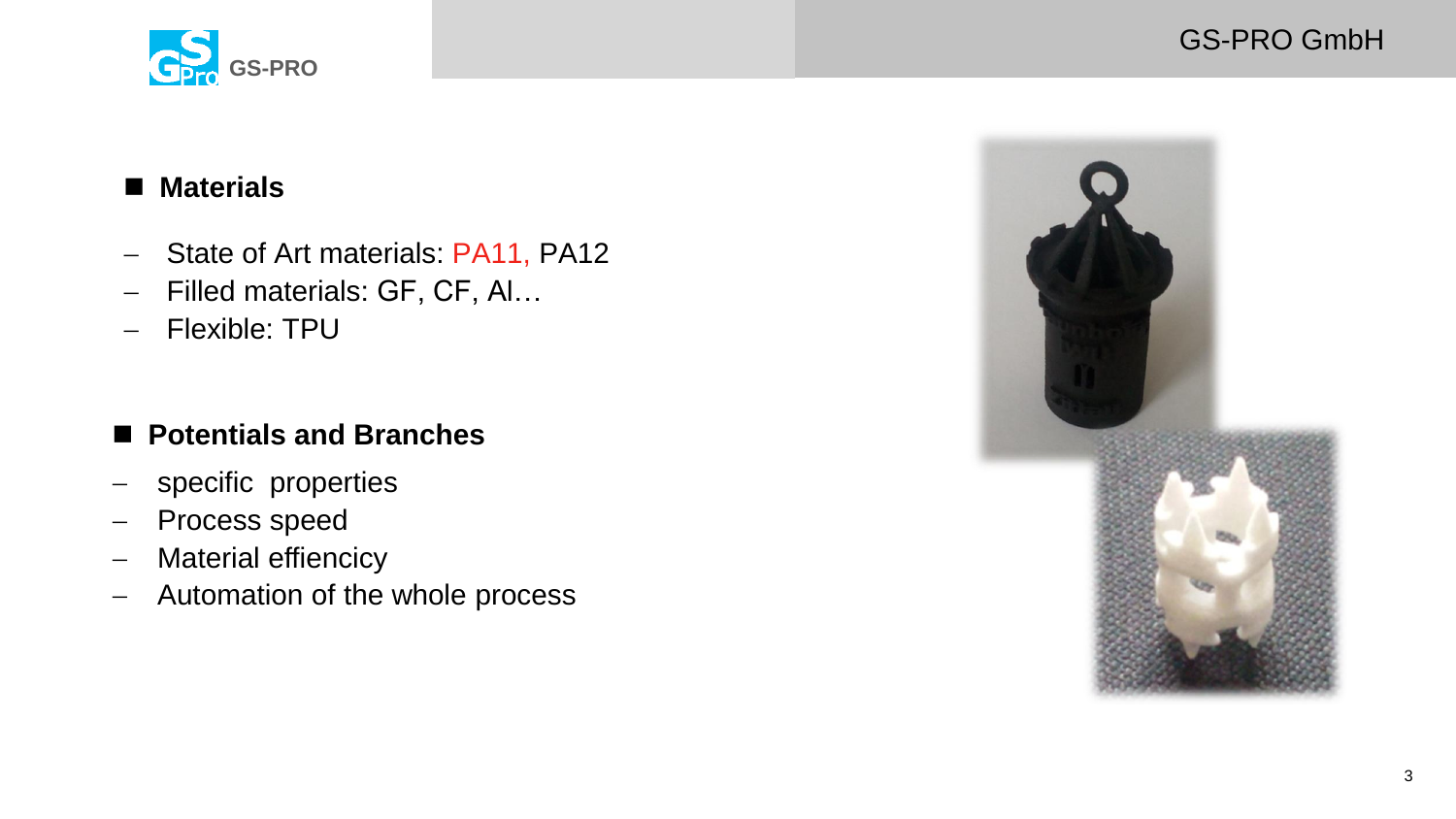## Materials

- State of Art materials: PA11, PA12
- Filled materials: GF, CF, Al…
- Flexible: TPU

## Potentials and Branches

- specific  properties
- Process speed
- Material effiency
- Automation of the whole process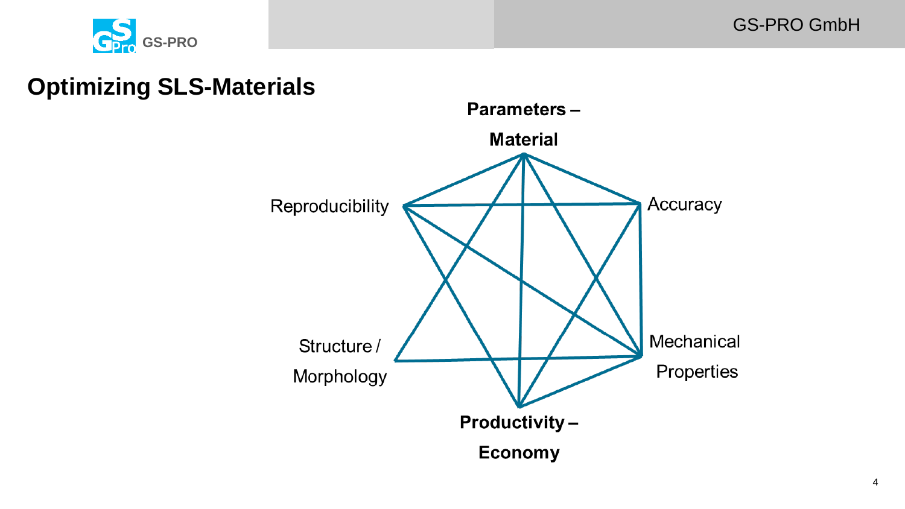## Optimizing SLS-Materials

**Parameters – Material**

Reproducibility

Accuracy

Structure / Morphology

Mechanical Properties

**Productivity – Economy**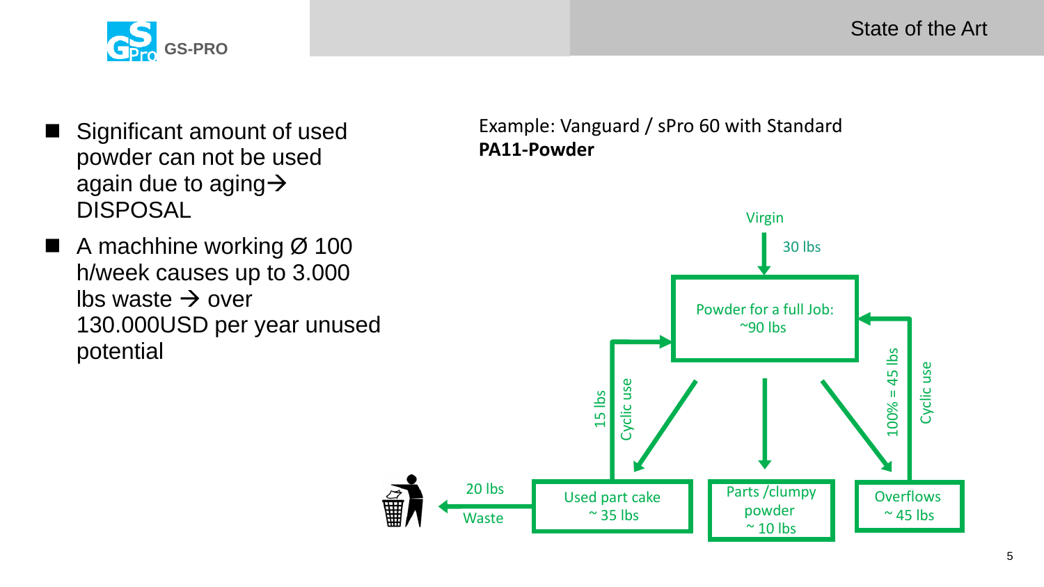# State of the Art

- Significant amount of used powder can not be used again due to aging→ DISPOSAL
- A machhine working Ø 100 h/week causes up to 3.000 lbs waste → over 130.000USD per year unused potential

Example: Vanguard / sPro 60 with Standard **PA11-Powder**

Virgin

30 lbs

Powder for a full Job: ~90 lbs

15 lbs

Cyclic use

100% = 45 lbs

Cyclic use

20 lbs

Waste

Used part cake ~ 35 lbs

Parts /clumpy powder ~ 10 lbs

Overflows ~ 45 lbs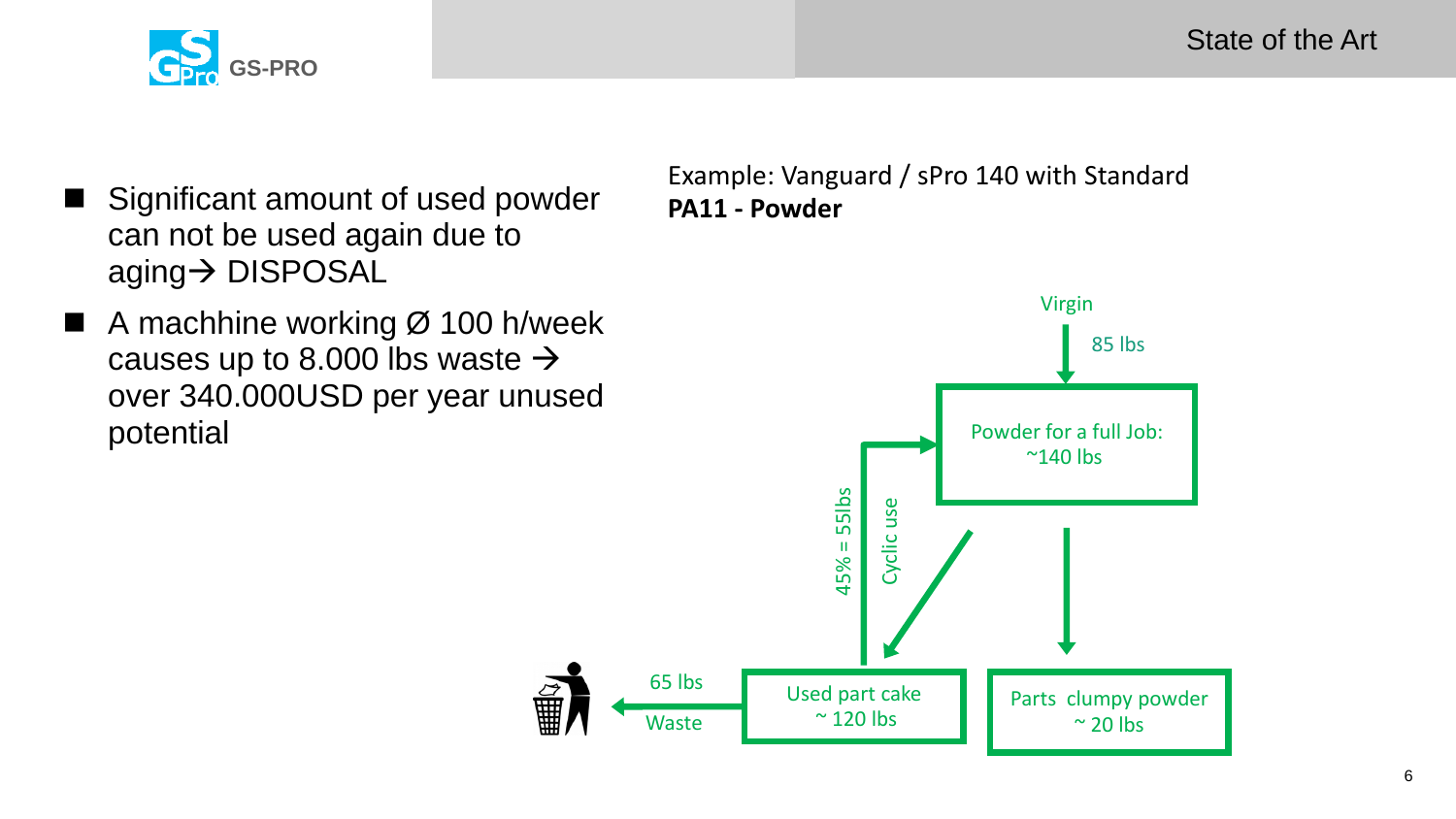# State of the Art

- Significant amount of used powder can not be used again due to aging→ DISPOSAL
- A machhine working Ø 100 h/week causes up to 8.000 lbs waste → over 340.000USD per year unused potential

Example: Vanguard / sPro 140 with Standard **PA11 - Powder**

Virgin

85 lbs

Powder for a full Job: ~140 lbs

45% = 55lbs

Cyclic use

Used part cake ~ 120 lbs

Parts clumpy powder ~ 20 lbs

65 lbs

Waste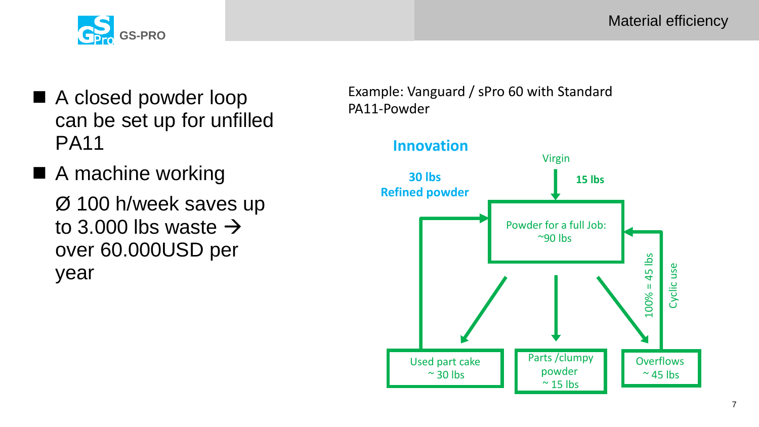# Material efficiency

- A closed powder loop can be set up for unfilled PA11
- A machine working

  Ø 100 h/week saves up to 3.000 lbs waste → over 60.000USD per year

Example: Vanguard / sPro 60 with Standard PA11-Powder

**Innovation**

Virgin

**15 lbs**

**30 lbs**
**Refined powder**

Powder for a full Job: ~90 lbs

Used part cake ~ 30 lbs

Parts /clumpy powder ~ 15 lbs

Overflows ~ 45 lbs

100% = 45 lbs

Cyclic use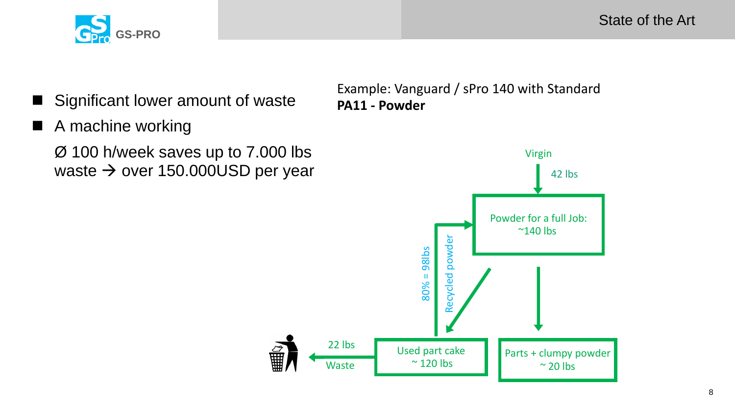## State of the Art

- Significant lower amount of waste
- A machine working

  Ø 100 h/week saves up to 7.000 lbs waste → over 150.000USD per year

Example: Vanguard / sPro 140 with Standard **PA11 - Powder**

Virgin

42 lbs

Powder for a full Job: ~140 lbs

80% = 98lbs

Recycled powder

Used part cake ~ 120 lbs

Parts + clumpy powder ~ 20 lbs

22 lbs

Waste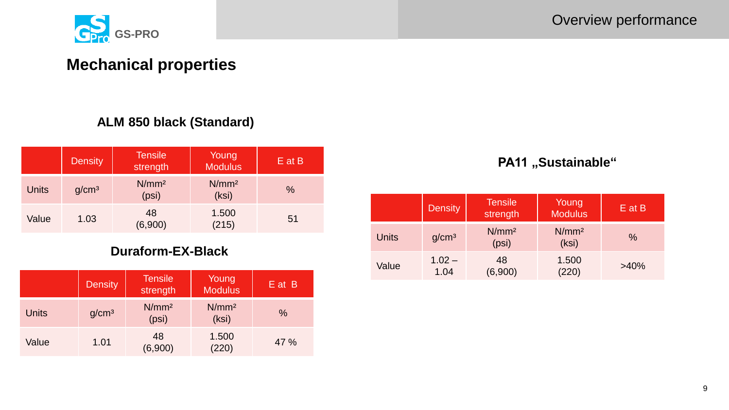GS-PRO

Overview performance

# Mechanical properties

### ALM 850 black (Standard)

| | Density | Tensile strength | Young Modulus | E at B |
|---|---|---|---|---|
| Units | g/cm³ | N/mm² (psi) | N/mm² (ksi) | % |
| Value | 1.03 | 48 (6,900) | 1.500 (215) | 51 |

### Duraform-EX-Black

| | Density | Tensile strength | Young Modulus | E at B |
|---|---|---|---|---|
| Units | g/cm³ | N/mm² (psi) | N/mm² (ksi) | % |
| Value | 1.01 | 48 (6,900) | 1.500 (220) | 47 % |

### PA11 „Sustainable“

| | Density | Tensile strength | Young Modulus | E at B |
|---|---|---|---|---|
| Units | g/cm³ | N/mm² (psi) | N/mm² (ksi) | % |
| Value | 1.02 – 1.04 | 48 (6,900) | 1.500 (220) | >40% |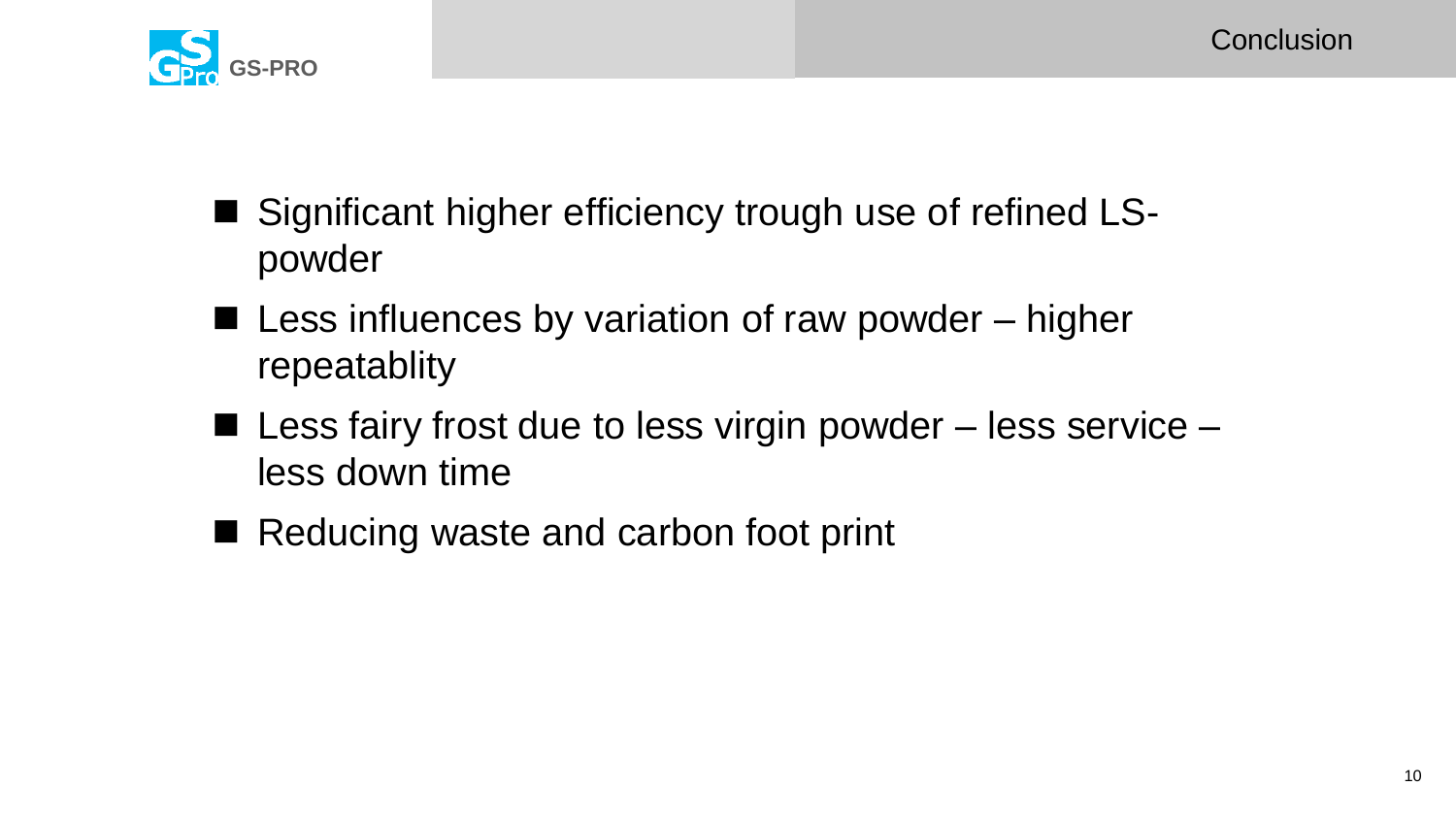# Conclusion

- Significant higher efficiency trough use of refined LS-powder
- Less influences by variation of raw powder – higher repeatablity
- Less fairy frost due to less virgin powder – less service – less down time
- Reducing waste and carbon foot print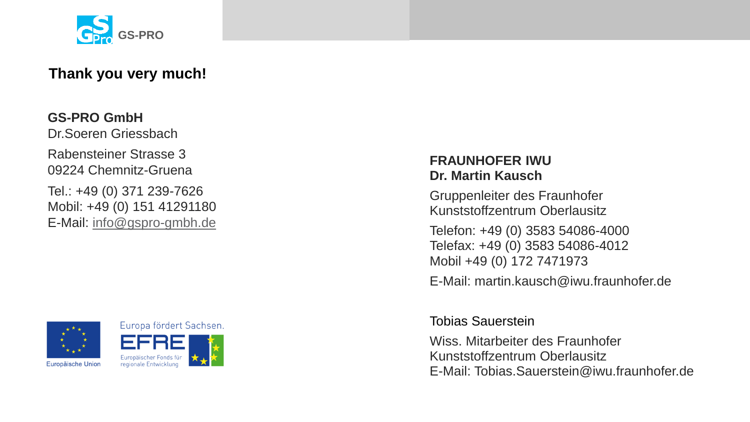GS-PRO

**Thank you very much!**

**GS-PRO GmbH**
Dr.Soeren Griessbach

Rabensteiner Strasse 3
09224 Chemnitz-Gruena

Tel.: +49 (0) 371 239-7626
Mobil: +49 (0) 151 41291180
E-Mail: info@gspro-gmbh.de

**FRAUNHOFER IWU**
**Dr. Martin Kausch**

Gruppenleiter des Fraunhofer
Kunststoffzentrum Oberlausitz

Telefon: +49 (0) 3583 54086-4000
Telefax: +49 (0) 3583 54086-4012
Mobil +49 (0) 172 7471973

E-Mail: martin.kausch@iwu.fraunhofer.de

Tobias Sauerstein

Wiss. Mitarbeiter des Fraunhofer
Kunststoffzentrum Oberlausitz
E-Mail: Tobias.Sauerstein@iwu.fraunhofer.de

Europäische Union

Europa fördert Sachsen.

EFRE

Europäischer Fonds für regionale Entwicklung